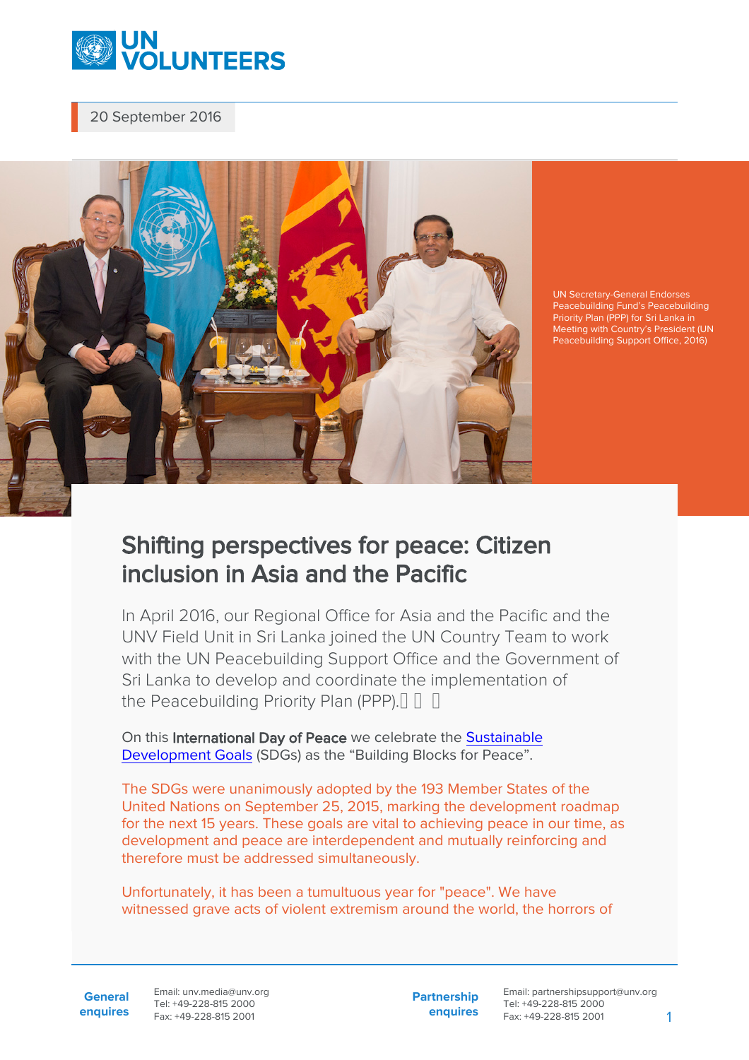20 September 2016

UN Secretary-General Endorses Peacebuilding Fund's Peacebuilding Priority Plan (PPP) for Sri Lanka in Meeting with Country's President (UN Peacebuilding Support Office, 2016)

# Shifting perspectives for peace: Citizen inclusion in Asia and the Pacific

In April 2016, our Regional Office for Asia and the Pacific and the UNV Field Unit in Sri Lanka joined the UN Country Team to work with the UN Peacebuilding Support Office and the Government of Sri Lanka to develop and coordinate the implementation of the Peacebuilding Priority Plan (PPP).

On this **International Day of Peace** we celebrate the Sustainable Development Goals (SDGs) as the "Building Blocks for Peace".

The SDGs were unanimously adopted by the 193 Member States of the United Nations on September 25, 2015, marking the development roadmap for the next 15 years. These goals are vital to achieving peace in our time, as development and peace are interdependent and mutually reinforcing and therefore must be addressed simultaneously.

Unfortunately, it has been a tumultuous year for "peace". We have witnessed grave acts of violent extremism around the world, the horrors of

**General enquires** Email: unv.media@unv.org Tel: +49-228-815 2000 Fax: +49-228-815 2001

**Partnership enquires** Email: partnershipsupport@unv.org Tel: +49-228-815 2000 Fax: +49-228-815 2001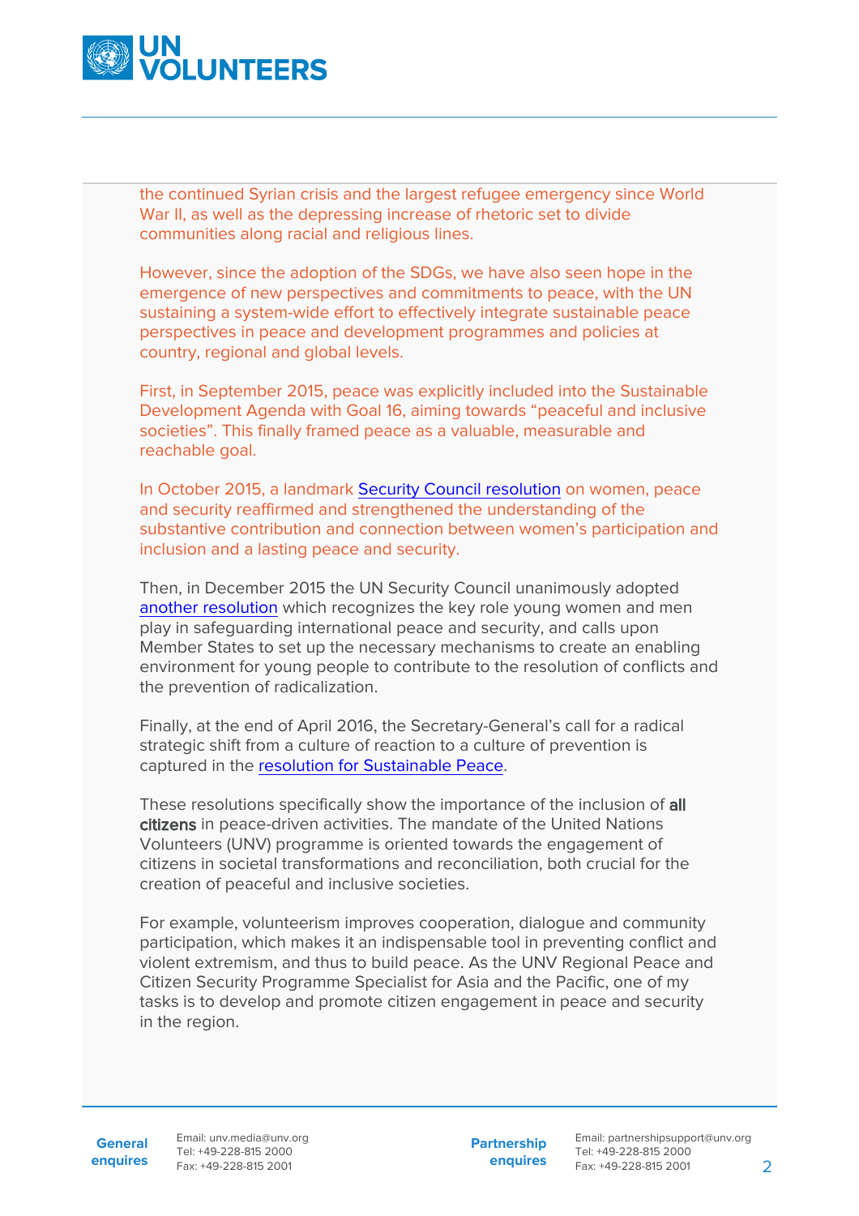the continued Syrian crisis and the largest refugee emergency since World War II, as well as the depressing increase of rhetoric set to divide communities along racial and religious lines.

However, since the adoption of the SDGs, we have also seen hope in the emergence of new perspectives and commitments to peace, with the UN sustaining a system-wide effort to effectively integrate sustainable peace perspectives in peace and development programmes and policies at country, regional and global levels.

First, in September 2015, peace was explicitly included into the Sustainable Development Agenda with Goal 16, aiming towards "peaceful and inclusive societies". This finally framed peace as a valuable, measurable and reachable goal.

In October 2015, a landmark Security Council resolution on women, peace and security reaffirmed and strengthened the understanding of the substantive contribution and connection between women's participation and inclusion and a lasting peace and security.

Then, in December 2015 the UN Security Council unanimously adopted another resolution which recognizes the key role young women and men play in safeguarding international peace and security, and calls upon Member States to set up the necessary mechanisms to create an enabling environment for young people to contribute to the resolution of conflicts and the prevention of radicalization.

Finally, at the end of April 2016, the Secretary-General's call for a radical strategic shift from a culture of reaction to a culture of prevention is captured in the resolution for Sustainable Peace.

These resolutions specifically show the importance of the inclusion of **all citizens** in peace-driven activities. The mandate of the United Nations Volunteers (UNV) programme is oriented towards the engagement of citizens in societal transformations and reconciliation, both crucial for the creation of peaceful and inclusive societies.

For example, volunteerism improves cooperation, dialogue and community participation, which makes it an indispensable tool in preventing conflict and violent extremism, and thus to build peace. As the UNV Regional Peace and Citizen Security Programme Specialist for Asia and the Pacific, one of my tasks is to develop and promote citizen engagement in peace and security in the region.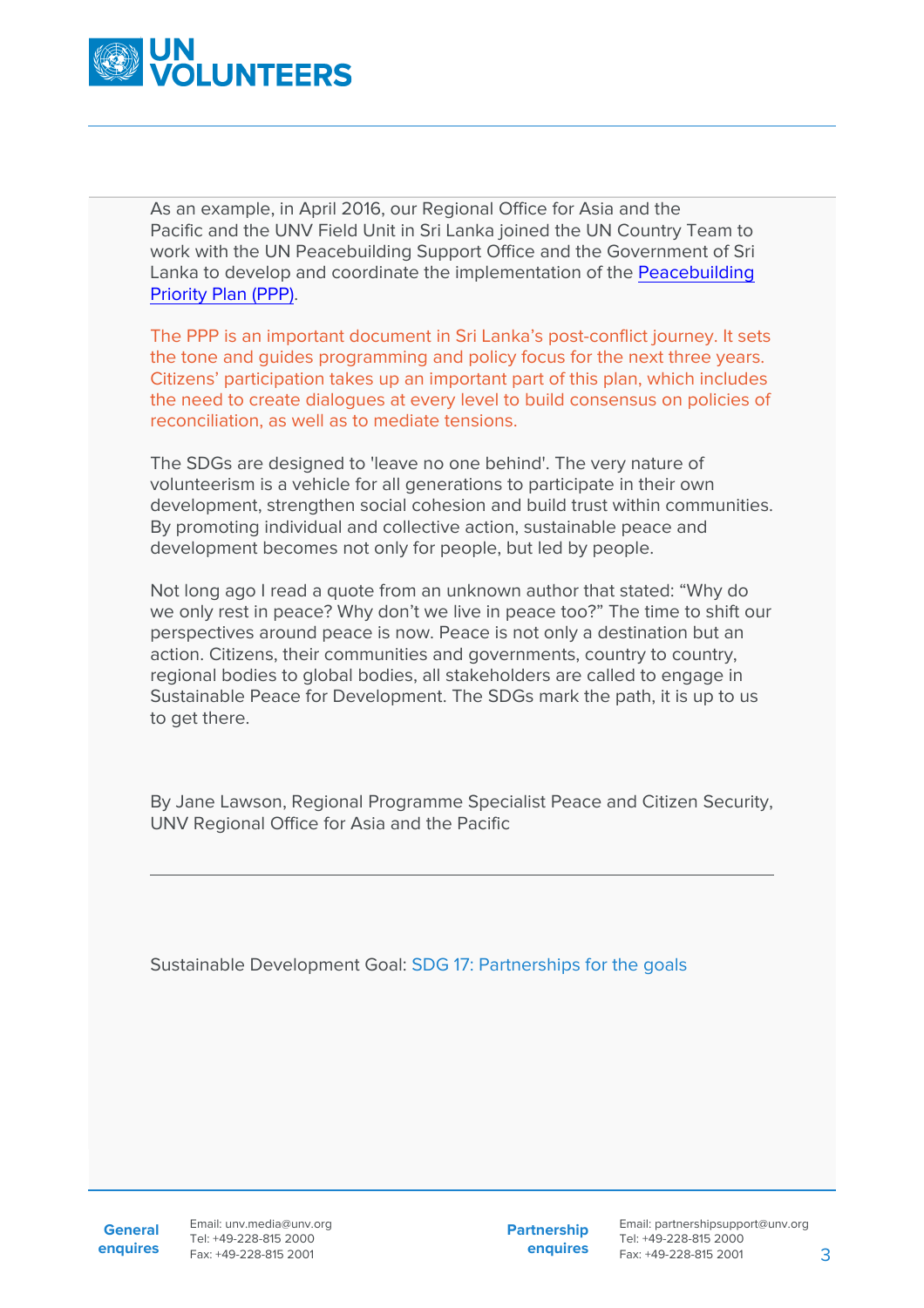As an example, in April 2016, our Regional Office for Asia and the Pacific and the UNV Field Unit in Sri Lanka joined the UN Country Team to work with the UN Peacebuilding Support Office and the Government of Sri Lanka to develop and coordinate the implementation of the Peacebuilding Priority Plan (PPP).

The PPP is an important document in Sri Lanka's post-conflict journey. It sets the tone and guides programming and policy focus for the next three years. Citizens' participation takes up an important part of this plan, which includes the need to create dialogues at every level to build consensus on policies of reconciliation, as well as to mediate tensions.

The SDGs are designed to 'leave no one behind'. The very nature of volunteerism is a vehicle for all generations to participate in their own development, strengthen social cohesion and build trust within communities. By promoting individual and collective action, sustainable peace and development becomes not only for people, but led by people.

Not long ago I read a quote from an unknown author that stated: "Why do we only rest in peace? Why don't we live in peace too?" The time to shift our perspectives around peace is now. Peace is not only a destination but an action. Citizens, their communities and governments, country to country, regional bodies to global bodies, all stakeholders are called to engage in Sustainable Peace for Development. The SDGs mark the path, it is up to us to get there.

By Jane Lawson, Regional Programme Specialist Peace and Citizen Security, UNV Regional Office for Asia and the Pacific

---

Sustainable Development Goal: SDG 17: Partnerships for the goals

**General enquires** Email: unv.media@unv.org Tel: +49-228-815 2000 Fax: +49-228-815 2001

**Partnership enquires** Email: partnershipsupport@unv.org Tel: +49-228-815 2000 Fax: +49-228-815 2001